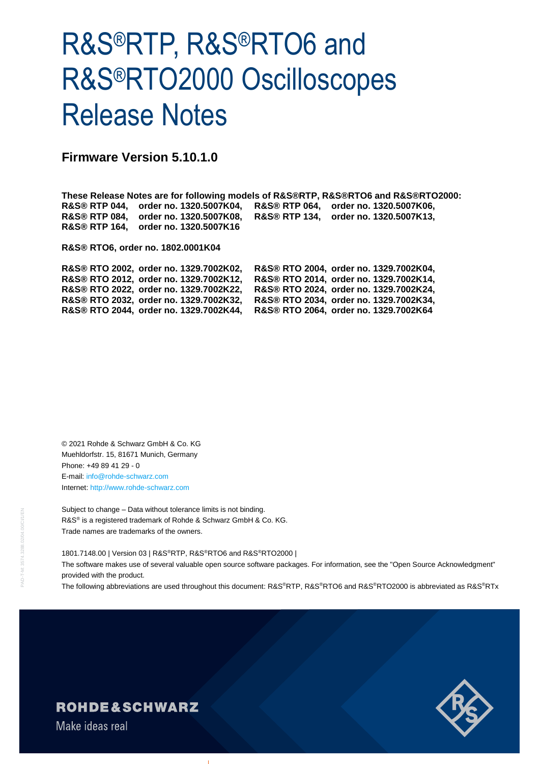# R&S®RTP, R&S®RTO6 and R&S®RTO2000 Oscilloscopes Release Notes

## Firmware Version 5.10.1.0

**These Release Notes are for following models of R&S®RTP, R&S®RTO6 and R&S®RTO2000:**

| | | | |
|---|---|---|---|
| **R&S® RTP 044,** | **order no. 1320.5007K04,** | **R&S® RTP 064,** | **order no. 1320.5007K06,** |
| **R&S® RTP 084,** | **order no. 1320.5007K08,** | **R&S® RTP 134,** | **order no. 1320.5007K13,** |
| **R&S® RTP 164,** | **order no. 1320.5007K16** | | |

**R&S® RTO6, order no. 1802.0001K04**

| | | | |
|---|---|---|---|
| **R&S® RTO 2002,** | **order no. 1329.7002K02,** | **R&S® RTO 2004,** | **order no. 1329.7002K04,** |
| **R&S® RTO 2012,** | **order no. 1329.7002K12,** | **R&S® RTO 2014,** | **order no. 1329.7002K14,** |
| **R&S® RTO 2022,** | **order no. 1329.7002K22,** | **R&S® RTO 2024,** | **order no. 1329.7002K24,** |
| **R&S® RTO 2032,** | **order no. 1329.7002K32,** | **R&S® RTO 2034,** | **order no. 1329.7002K34,** |
| **R&S® RTO 2044,** | **order no. 1329.7002K44,** | **R&S® RTO 2064,** | **order no. 1329.7002K64** |

© 2021 Rohde & Schwarz GmbH & Co. KG
Muehldorfstr. 15, 81671 Munich, Germany
Phone: +49 89 41 29 - 0
E-mail: info@rohde-schwarz.com
Internet: http://www.rohde-schwarz.com

Subject to change – Data without tolerance limits is not binding.
R&S® is a registered trademark of Rohde & Schwarz GmbH & Co. KG.
Trade names are trademarks of the owners.

1801.7148.00 | Version 03 | R&S®RTP, R&S®RTO6 and R&S®RTO2000 |

The software makes use of several valuable open source software packages. For information, see the "Open Source Acknowledgment" provided with the product.

The following abbreviations are used throughout this document: R&S®RTP, R&S®RTO6 and R&S®RTO2000 is abbreviated as R&S®RTx

ROHDE&SCHWARZ
Make ideas real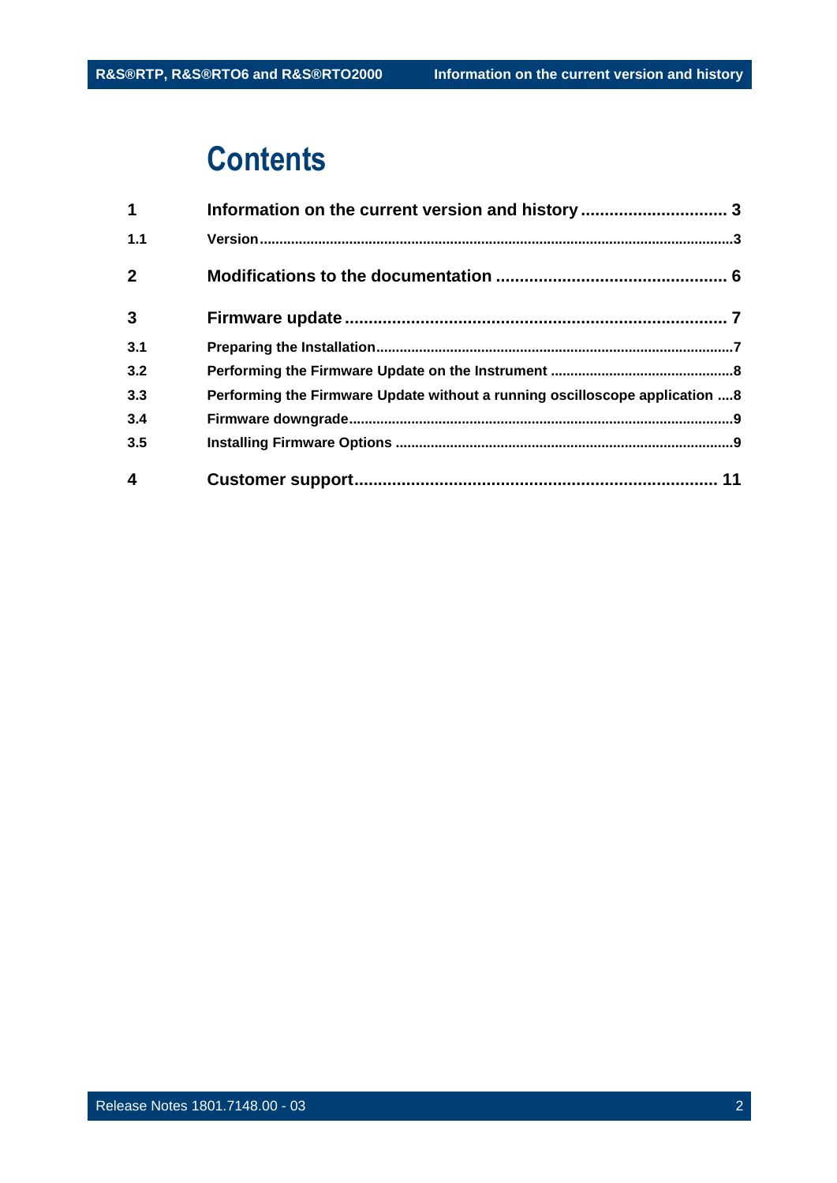# Contents

| | | |
|---|---|---|
| **1** | **Information on the current version and history** | **3** |
| 1.1 | Version | 3 |
| **2** | **Modifications to the documentation** | **6** |
| **3** | **Firmware update** | **7** |
| 3.1 | Preparing the Installation | 7 |
| 3.2 | Performing the Firmware Update on the Instrument | 8 |
| 3.3 | Performing the Firmware Update without a running oscilloscope application | 8 |
| 3.4 | Firmware downgrade | 9 |
| 3.5 | Installing Firmware Options | 9 |
| **4** | **Customer support** | **11** |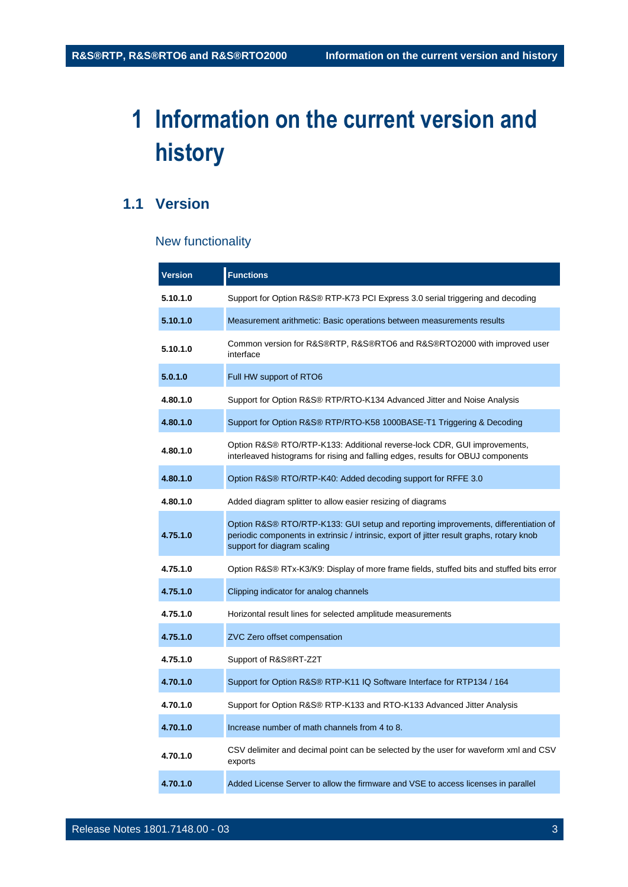# 1 Information on the current version and history

## 1.1 Version

### New functionality

| Version | Functions |
|---|---|
| **5.10.1.0** | Support for Option R&S® RTP-K73 PCI Express 3.0 serial triggering and decoding |
| **5.10.1.0** | Measurement arithmetic: Basic operations between measurements results |
| **5.10.1.0** | Common version for R&S®RTP, R&S®RTO6 and R&S®RTO2000 with improved user interface |
| **5.0.1.0** | Full HW support of RTO6 |
| **4.80.1.0** | Support for Option R&S® RTP/RTO-K134 Advanced Jitter and Noise Analysis |
| **4.80.1.0** | Support for Option R&S® RTP/RTO-K58 1000BASE-T1 Triggering & Decoding |
| **4.80.1.0** | Option R&S® RTO/RTP-K133: Additional reverse-lock CDR, GUI improvements, interleaved histograms for rising and falling edges, results for OBUJ components |
| **4.80.1.0** | Option R&S® RTO/RTP-K40: Added decoding support for RFFE 3.0 |
| **4.80.1.0** | Added diagram splitter to allow easier resizing of diagrams |
| **4.75.1.0** | Option R&S® RTO/RTP-K133: GUI setup and reporting improvements, differentiation of periodic components in extrinsic / intrinsic, export of jitter result graphs, rotary knob support for diagram scaling |
| **4.75.1.0** | Option R&S® RTx-K3/K9: Display of more frame fields, stuffed bits and stuffed bits error |
| **4.75.1.0** | Clipping indicator for analog channels |
| **4.75.1.0** | Horizontal result lines for selected amplitude measurements |
| **4.75.1.0** | ZVC Zero offset compensation |
| **4.75.1.0** | Support of R&S®RT-Z2T |
| **4.70.1.0** | Support for Option R&S® RTP-K11 IQ Software Interface for RTP134 / 164 |
| **4.70.1.0** | Support for Option R&S® RTP-K133 and RTO-K133 Advanced Jitter Analysis |
| **4.70.1.0** | Increase number of math channels from 4 to 8. |
| **4.70.1.0** | CSV delimiter and decimal point can be selected by the user for waveform xml and CSV exports |
| **4.70.1.0** | Added License Server to allow the firmware and VSE to access licenses in parallel |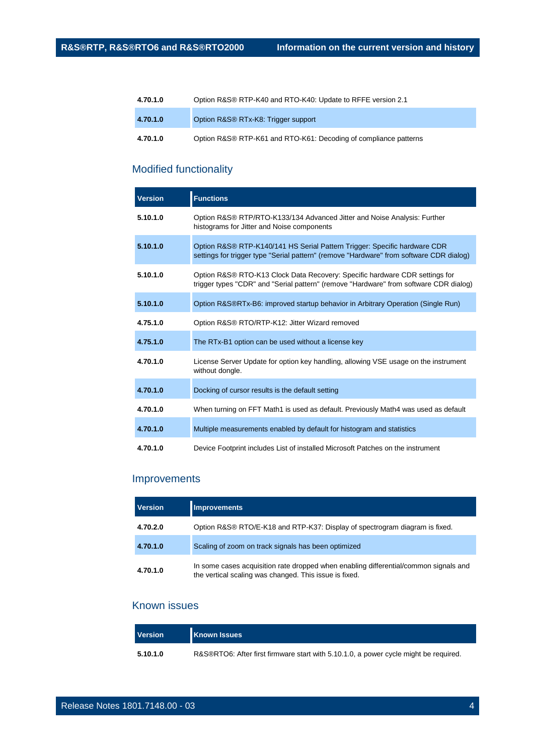| | |
|---|---|
| **4.70.1.0** | Option R&S® RTP-K40 and RTO-K40: Update to RFFE version 2.1 |
| **4.70.1.0** | Option R&S® RTx-K8: Trigger support |
| **4.70.1.0** | Option R&S® RTP-K61 and RTO-K61: Decoding of compliance patterns |

## Modified functionality

| Version | Functions |
|---|---|
| **5.10.1.0** | Option R&S® RTP/RTO-K133/134 Advanced Jitter and Noise Analysis: Further histograms for Jitter and Noise components |
| **5.10.1.0** | Option R&S® RTP-K140/141 HS Serial Pattern Trigger: Specific hardware CDR settings for trigger type "Serial pattern" (remove "Hardware" from software CDR dialog) |
| **5.10.1.0** | Option R&S® RTO-K13 Clock Data Recovery: Specific hardware CDR settings for trigger types "CDR" and "Serial pattern" (remove "Hardware" from software CDR dialog) |
| **5.10.1.0** | Option R&S®RTx-B6: improved startup behavior in Arbitrary Operation (Single Run) |
| **4.75.1.0** | Option R&S® RTO/RTP-K12: Jitter Wizard removed |
| **4.75.1.0** | The RTx-B1 option can be used without a license key |
| **4.70.1.0** | License Server Update for option key handling, allowing VSE usage on the instrument without dongle. |
| **4.70.1.0** | Docking of cursor results is the default setting |
| **4.70.1.0** | When turning on FFT Math1 is used as default. Previously Math4 was used as default |
| **4.70.1.0** | Multiple measurements enabled by default for histogram and statistics |
| **4.70.1.0** | Device Footprint includes List of installed Microsoft Patches on the instrument |

## Improvements

| Version | Improvements |
|---|---|
| **4.70.2.0** | Option R&S® RTO/E-K18 and RTP-K37: Display of spectrogram diagram is fixed. |
| **4.70.1.0** | Scaling of zoom on track signals has been optimized |
| **4.70.1.0** | In some cases acquisition rate dropped when enabling differential/common signals and the vertical scaling was changed. This issue is fixed. |

## Known issues

| Version | Known Issues |
|---|---|
| **5.10.1.0** | R&S®RTO6: After first firmware start with 5.10.1.0, a power cycle might be required. |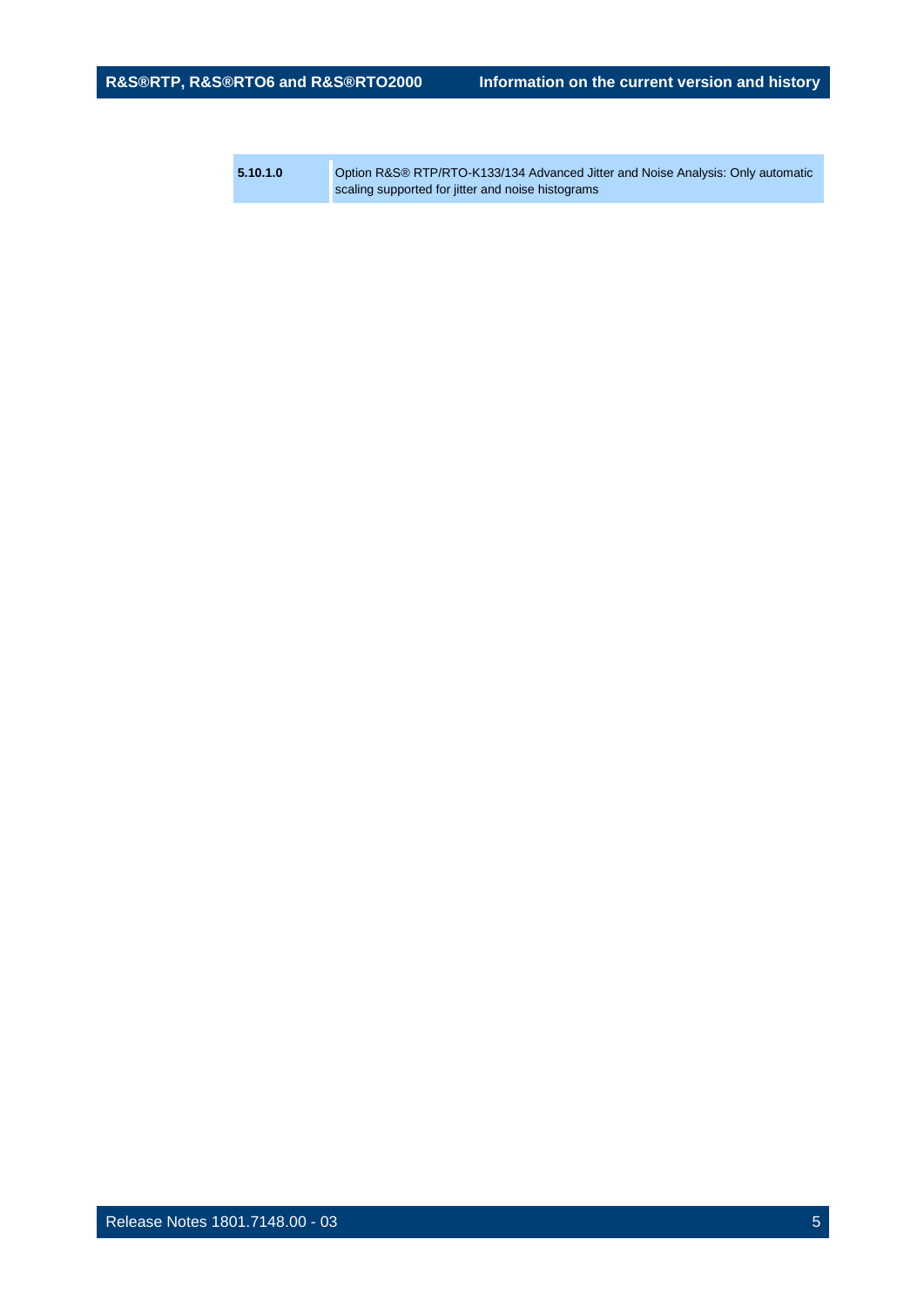| | |
|---|---|
| **5.10.1.0** | Option R&S® RTP/RTO-K133/134 Advanced Jitter and Noise Analysis: Only automatic scaling supported for jitter and noise histograms |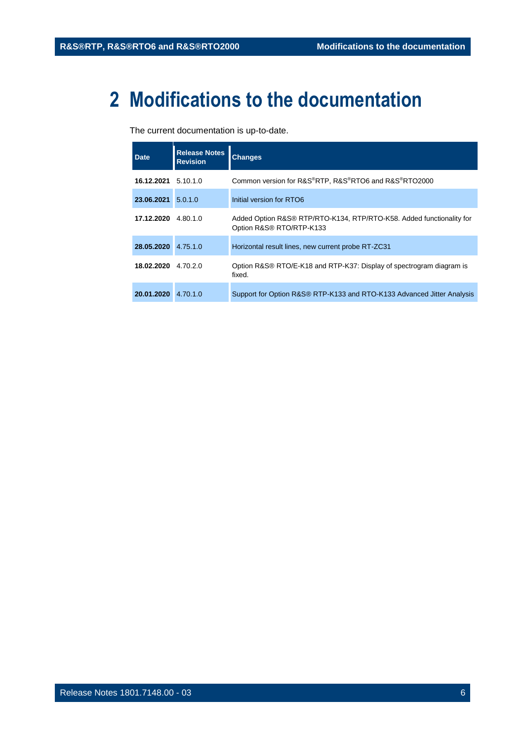# 2 Modifications to the documentation

The current documentation is up-to-date.

| Date | Release Notes Revision | Changes |
|---|---|---|
| **16.12.2021** | 5.10.1.0 | Common version for R&S®RTP, R&S®RTO6 and R&S®RTO2000 |
| **23.06.2021** | 5.0.1.0 | Initial version for RTO6 |
| **17.12.2020** | 4.80.1.0 | Added Option R&S® RTP/RTO-K134, RTP/RTO-K58. Added functionality for Option R&S® RTO/RTP-K133 |
| **28.05.2020** | 4.75.1.0 | Horizontal result lines, new current probe RT-ZC31 |
| **18.02.2020** | 4.70.2.0 | Option R&S® RTO/E-K18 and RTP-K37: Display of spectrogram diagram is fixed. |
| **20.01.2020** | 4.70.1.0 | Support for Option R&S® RTP-K133 and RTO-K133 Advanced Jitter Analysis |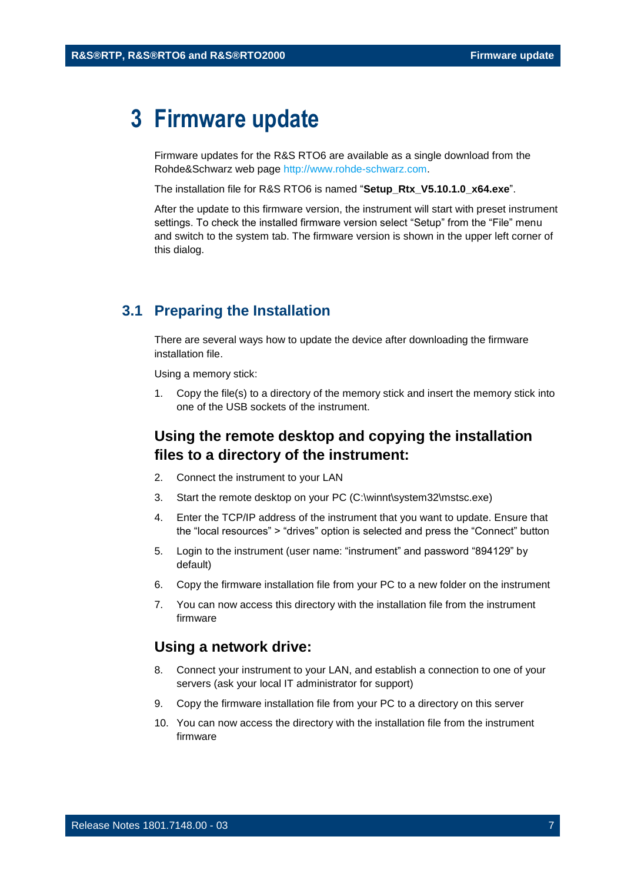# 3 Firmware update

Firmware updates for the R&S RTO6 are available as a single download from the Rohde&Schwarz web page http://www.rohde-schwarz.com.

The installation file for R&S RTO6 is named "**Setup_Rtx_V5.10.1.0_x64.exe**".

After the update to this firmware version, the instrument will start with preset instrument settings. To check the installed firmware version select "Setup" from the "File" menu and switch to the system tab. The firmware version is shown in the upper left corner of this dialog.

## 3.1 Preparing the Installation

There are several ways how to update the device after downloading the firmware installation file.

Using a memory stick:

1. Copy the file(s) to a directory of the memory stick and insert the memory stick into one of the USB sockets of the instrument.

### Using the remote desktop and copying the installation files to a directory of the instrument:

2. Connect the instrument to your LAN
3. Start the remote desktop on your PC (C:\winnt\system32\mstsc.exe)
4. Enter the TCP/IP address of the instrument that you want to update. Ensure that the "local resources" > "drives" option is selected and press the "Connect" button
5. Login to the instrument (user name: "instrument" and password "894129" by default)
6. Copy the firmware installation file from your PC to a new folder on the instrument
7. You can now access this directory with the installation file from the instrument firmware

### Using a network drive:

8. Connect your instrument to your LAN, and establish a connection to one of your servers (ask your local IT administrator for support)
9. Copy the firmware installation file from your PC to a directory on this server
10. You can now access the directory with the installation file from the instrument firmware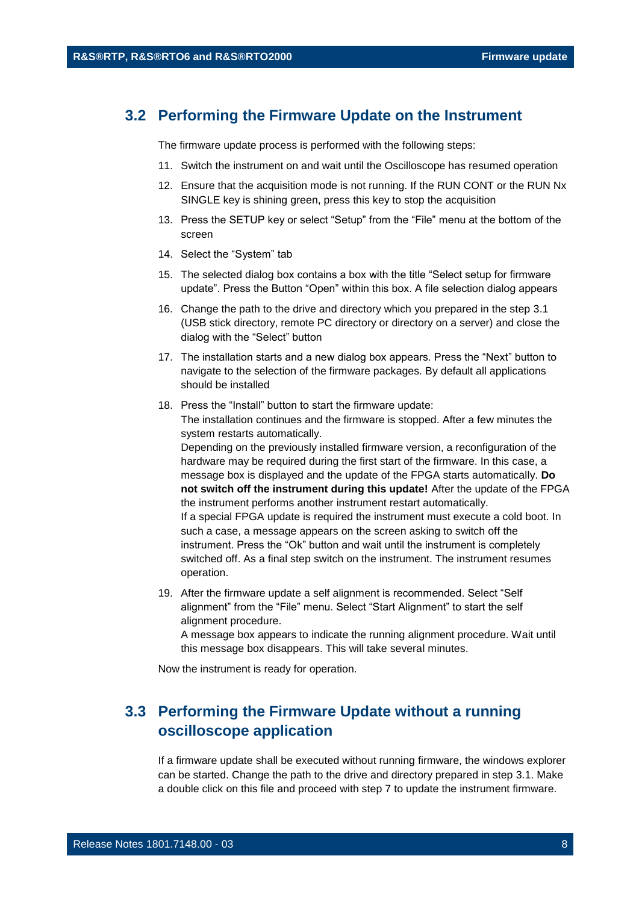## 3.2 Performing the Firmware Update on the Instrument

The firmware update process is performed with the following steps:

11. Switch the instrument on and wait until the Oscilloscope has resumed operation
12. Ensure that the acquisition mode is not running. If the RUN CONT or the RUN Nx SINGLE key is shining green, press this key to stop the acquisition
13. Press the SETUP key or select “Setup” from the “File” menu at the bottom of the screen
14. Select the “System” tab
15. The selected dialog box contains a box with the title “Select setup for firmware update”. Press the Button “Open” within this box. A file selection dialog appears
16. Change the path to the drive and directory which you prepared in the step 3.1 (USB stick directory, remote PC directory or directory on a server) and close the dialog with the “Select” button
17. The installation starts and a new dialog box appears. Press the “Next” button to navigate to the selection of the firmware packages. By default all applications should be installed
18. Press the “Install” button to start the firmware update:
    The installation continues and the firmware is stopped. After a few minutes the system restarts automatically.
    Depending on the previously installed firmware version, a reconfiguration of the hardware may be required during the first start of the firmware. In this case, a message box is displayed and the update of the FPGA starts automatically. **Do not switch off the instrument during this update!** After the update of the FPGA the instrument performs another instrument restart automatically.
    If a special FPGA update is required the instrument must execute a cold boot. In such a case, a message appears on the screen asking to switch off the instrument. Press the “Ok” button and wait until the instrument is completely switched off. As a final step switch on the instrument. The instrument resumes operation.
19. After the firmware update a self alignment is recommended. Select “Self alignment” from the “File” menu. Select “Start Alignment” to start the self alignment procedure.
    A message box appears to indicate the running alignment procedure. Wait until this message box disappears. This will take several minutes.

Now the instrument is ready for operation.

## 3.3 Performing the Firmware Update without a running oscilloscope application

If a firmware update shall be executed without running firmware, the windows explorer can be started. Change the path to the drive and directory prepared in step 3.1. Make a double click on this file and proceed with step 7 to update the instrument firmware.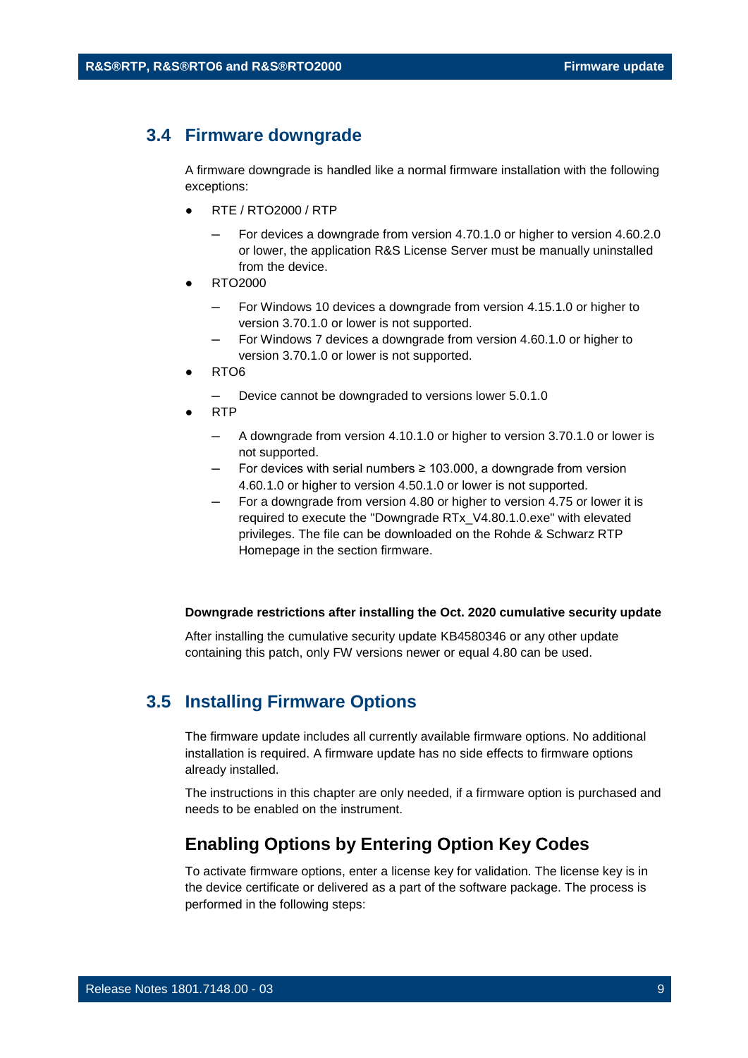## 3.4 Firmware downgrade

A firmware downgrade is handled like a normal firmware installation with the following exceptions:

- RTE / RTO2000 / RTP
  - For devices a downgrade from version 4.70.1.0 or higher to version 4.60.2.0 or lower, the application R&S License Server must be manually uninstalled from the device.
- RTO2000
  - For Windows 10 devices a downgrade from version 4.15.1.0 or higher to version 3.70.1.0 or lower is not supported.
  - For Windows 7 devices a downgrade from version 4.60.1.0 or higher to version 3.70.1.0 or lower is not supported.
- RTO6
  - Device cannot be downgraded to versions lower 5.0.1.0
- RTP
  - A downgrade from version 4.10.1.0 or higher to version 3.70.1.0 or lower is not supported.
  - For devices with serial numbers ≥ 103.000, a downgrade from version 4.60.1.0 or higher to version 4.50.1.0 or lower is not supported.
  - For a downgrade from version 4.80 or higher to version 4.75 or lower it is required to execute the "Downgrade RTx_V4.80.1.0.exe" with elevated privileges. The file can be downloaded on the Rohde & Schwarz RTP Homepage in the section firmware.

**Downgrade restrictions after installing the Oct. 2020 cumulative security update**

After installing the cumulative security update KB4580346 or any other update containing this patch, only FW versions newer or equal 4.80 can be used.

## 3.5 Installing Firmware Options

The firmware update includes all currently available firmware options. No additional installation is required. A firmware update has no side effects to firmware options already installed.

The instructions in this chapter are only needed, if a firmware option is purchased and needs to be enabled on the instrument.

### Enabling Options by Entering Option Key Codes

To activate firmware options, enter a license key for validation. The license key is in the device certificate or delivered as a part of the software package. The process is performed in the following steps: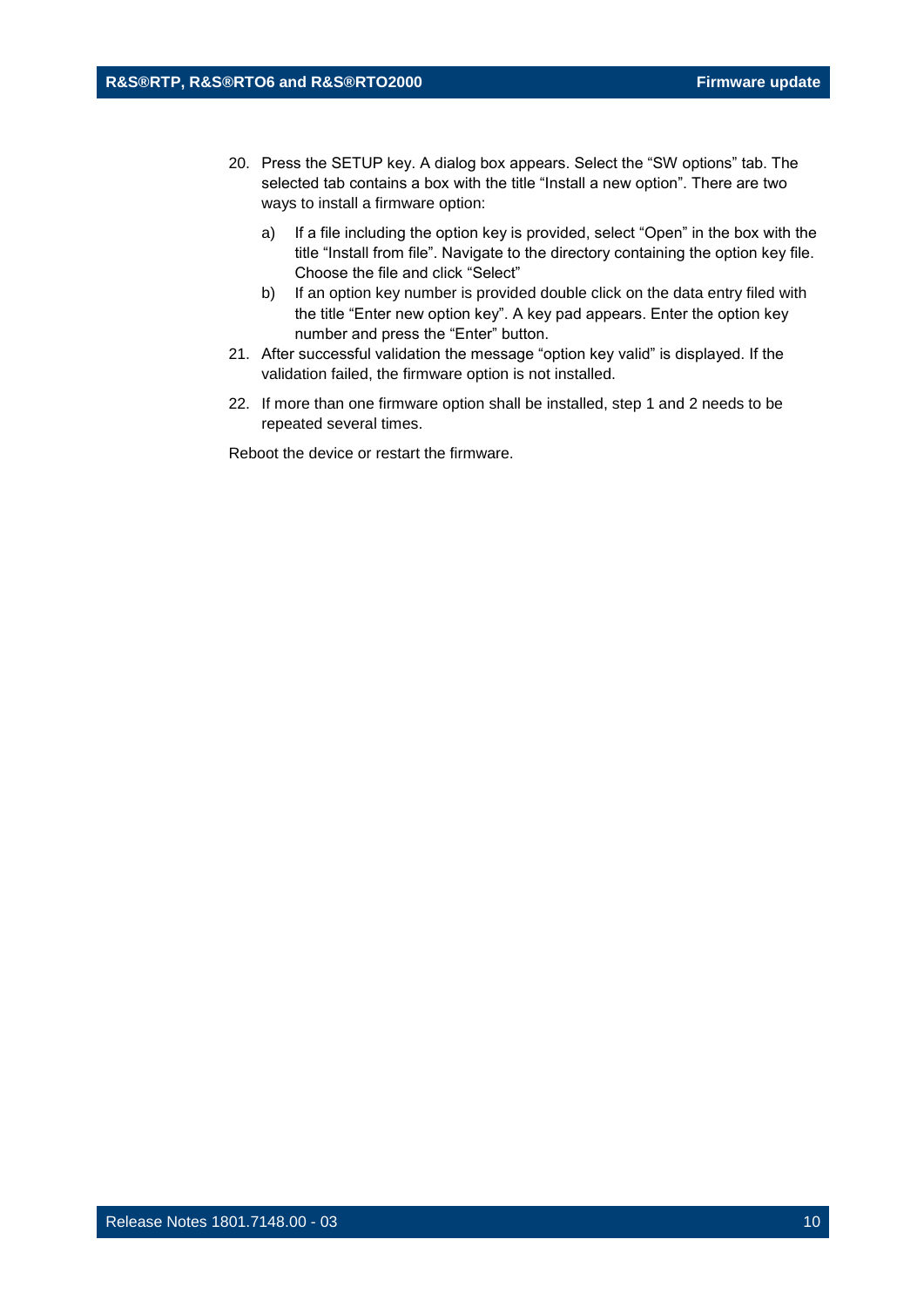20. Press the SETUP key. A dialog box appears. Select the “SW options” tab. The selected tab contains a box with the title “Install a new option”. There are two ways to install a firmware option:

    a) If a file including the option key is provided, select “Open” in the box with the title “Install from file”. Navigate to the directory containing the option key file. Choose the file and click “Select”

    b) If an option key number is provided double click on the data entry filed with the title “Enter new option key”. A key pad appears. Enter the option key number and press the “Enter” button.

21. After successful validation the message “option key valid” is displayed. If the validation failed, the firmware option is not installed.

22. If more than one firmware option shall be installed, step 1 and 2 needs to be repeated several times.

Reboot the device or restart the firmware.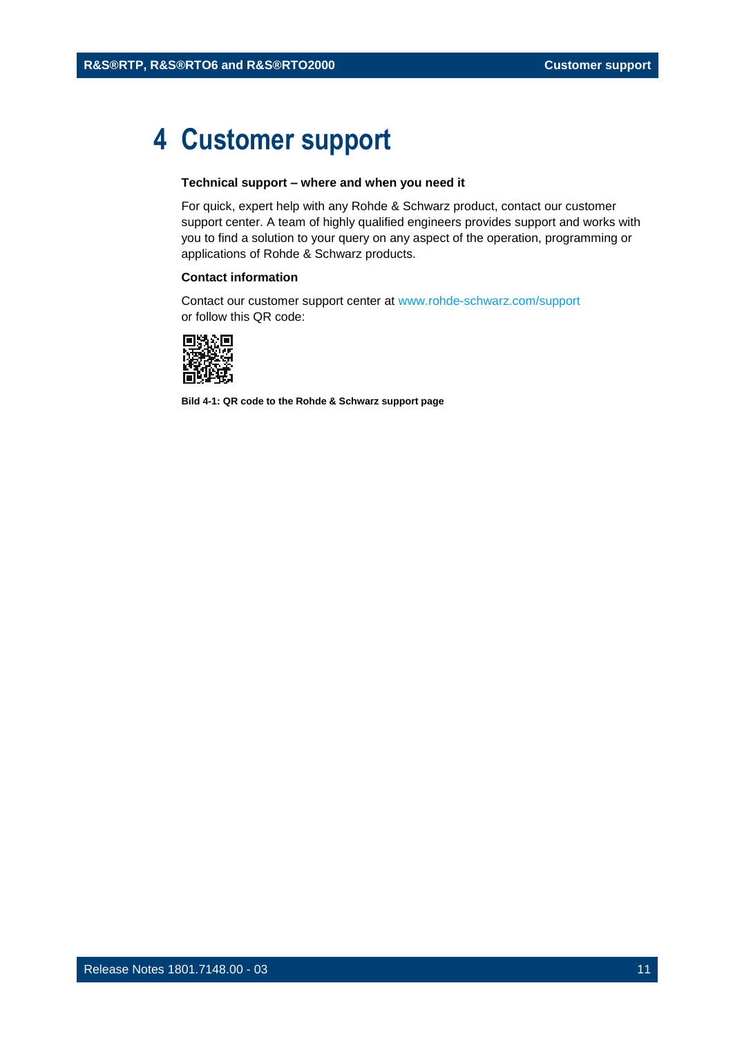# 4 Customer support

**Technical support – where and when you need it**

For quick, expert help with any Rohde & Schwarz product, contact our customer support center. A team of highly qualified engineers provides support and works with you to find a solution to your query on any aspect of the operation, programming or applications of Rohde & Schwarz products.

**Contact information**

Contact our customer support center at www.rohde-schwarz.com/support or follow this QR code:

**Bild 4-1: QR code to the Rohde & Schwarz support page**